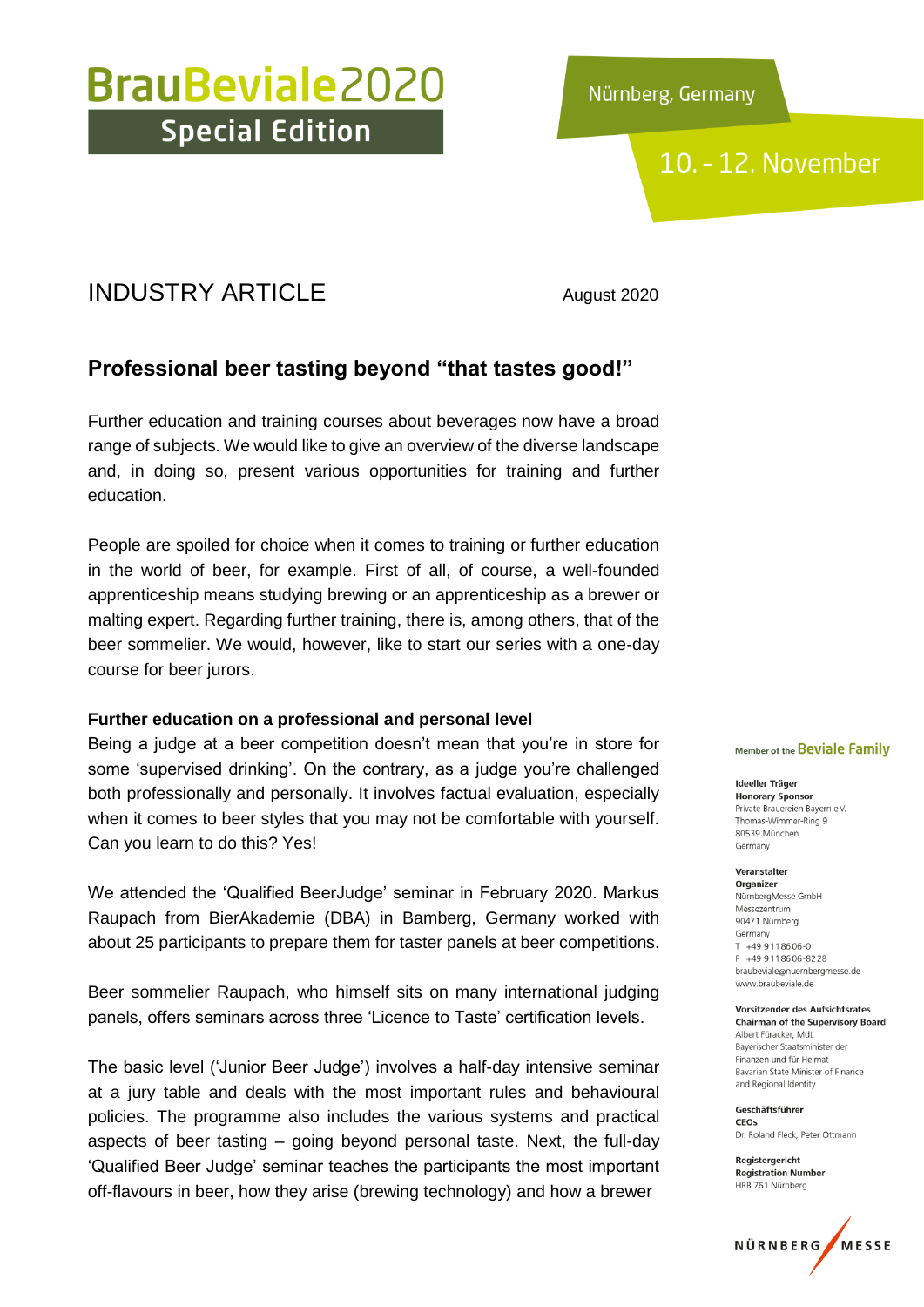# BrauBeviale2020 Special Edition

Nürnberg, Germany

10. – 12. November

## INDUSTRY ARTICLE

August 2020

## Professional beer tasting beyond "that tastes good!"

Further education and training courses about beverages now have a broad range of subjects. We would like to give an overview of the diverse landscape and, in doing so, present various opportunities for training and further education.

People are spoiled for choice when it comes to training or further education in the world of beer, for example. First of all, of course, a well-founded apprenticeship means studying brewing or an apprenticeship as a brewer or malting expert. Regarding further training, there is, among others, that of the beer sommelier. We would, however, like to start our series with a one-day course for beer jurors.

### Further education on a professional and personal level

Being a judge at a beer competition doesn't mean that you're in store for some 'supervised drinking'. On the contrary, as a judge you're challenged both professionally and personally. It involves factual evaluation, especially when it comes to beer styles that you may not be comfortable with yourself. Can you learn to do this? Yes!

We attended the 'Qualified BeerJudge' seminar in February 2020. Markus Raupach from BierAkademie (DBA) in Bamberg, Germany worked with about 25 participants to prepare them for taster panels at beer competitions.

Beer sommelier Raupach, who himself sits on many international judging panels, offers seminars across three 'Licence to Taste' certification levels.

The basic level ('Junior Beer Judge') involves a half-day intensive seminar at a jury table and deals with the most important rules and behavioural policies. The programme also includes the various systems and practical aspects of beer tasting – going beyond personal taste. Next, the full-day 'Qualified Beer Judge' seminar teaches the participants the most important off-flavours in beer, how they arise (brewing technology) and how a brewer

Member of the Beviale Family

**Ideeller Träger**
**Honorary Sponsor**
Private Brauereien Bayern e.V.
Thomas-Wimmer-Ring 9
80539 München
Germany

**Veranstalter**
**Organizer**
NürnbergMesse GmbH
Messezentrum
90471 Nürnberg
Germany
T +49 9 11 86 06-0
F +49 9 11 86 06-82 28
braubeviale@nuernbergmesse.de
www.braubeviale.de

**Vorsitzender des Aufsichtsrates**
**Chairman of the Supervisory Board**
Albert Füracker, MdL
Bayerischer Staatsminister der Finanzen und für Heimat
Bavarian State Minister of Finance and Regional Identity

**Geschäftsführer**
**CEOs**
Dr. Roland Fleck, Peter Ottmann

**Registergericht**
**Registration Number**
HRB 761 Nürnberg

NÜRNBERG MESSE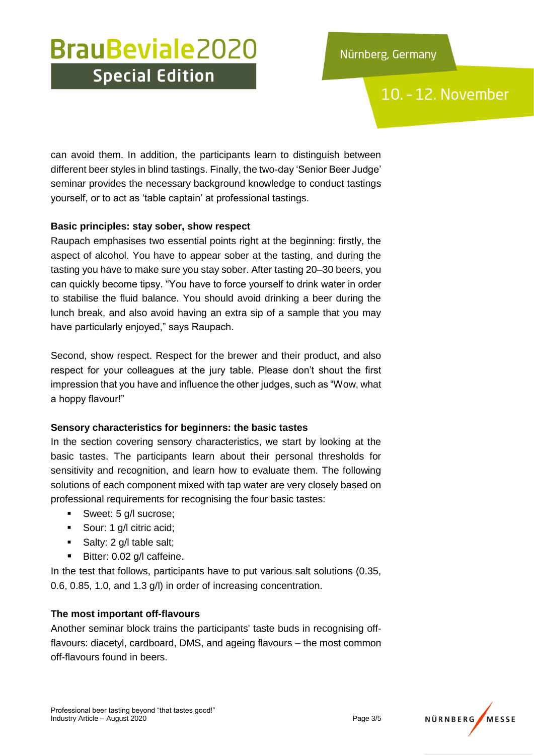can avoid them. In addition, the participants learn to distinguish between different beer styles in blind tastings. Finally, the two-day 'Senior Beer Judge' seminar provides the necessary background knowledge to conduct tastings yourself, or to act as 'table captain' at professional tastings.

**Basic principles: stay sober, show respect**

Raupach emphasises two essential points right at the beginning: firstly, the aspect of alcohol. You have to appear sober at the tasting, and during the tasting you have to make sure you stay sober. After tasting 20–30 beers, you can quickly become tipsy. "You have to force yourself to drink water in order to stabilise the fluid balance. You should avoid drinking a beer during the lunch break, and also avoid having an extra sip of a sample that you may have particularly enjoyed," says Raupach.

Second, show respect. Respect for the brewer and their product, and also respect for your colleagues at the jury table. Please don't shout the first impression that you have and influence the other judges, such as "Wow, what a hoppy flavour!"

**Sensory characteristics for beginners: the basic tastes**

In the section covering sensory characteristics, we start by looking at the basic tastes. The participants learn about their personal thresholds for sensitivity and recognition, and learn how to evaluate them. The following solutions of each component mixed with tap water are very closely based on professional requirements for recognising the four basic tastes:

- Sweet: 5 g/l sucrose;
- Sour: 1 g/l citric acid;
- Salty: 2 g/l table salt;
- Bitter: 0.02 g/l caffeine.

In the test that follows, participants have to put various salt solutions (0.35, 0.6, 0.85, 1.0, and 1.3 g/l) in order of increasing concentration.

**The most important off-flavours**

Another seminar block trains the participants' taste buds in recognising off-flavours: diacetyl, cardboard, DMS, and ageing flavours – the most common off-flavours found in beers.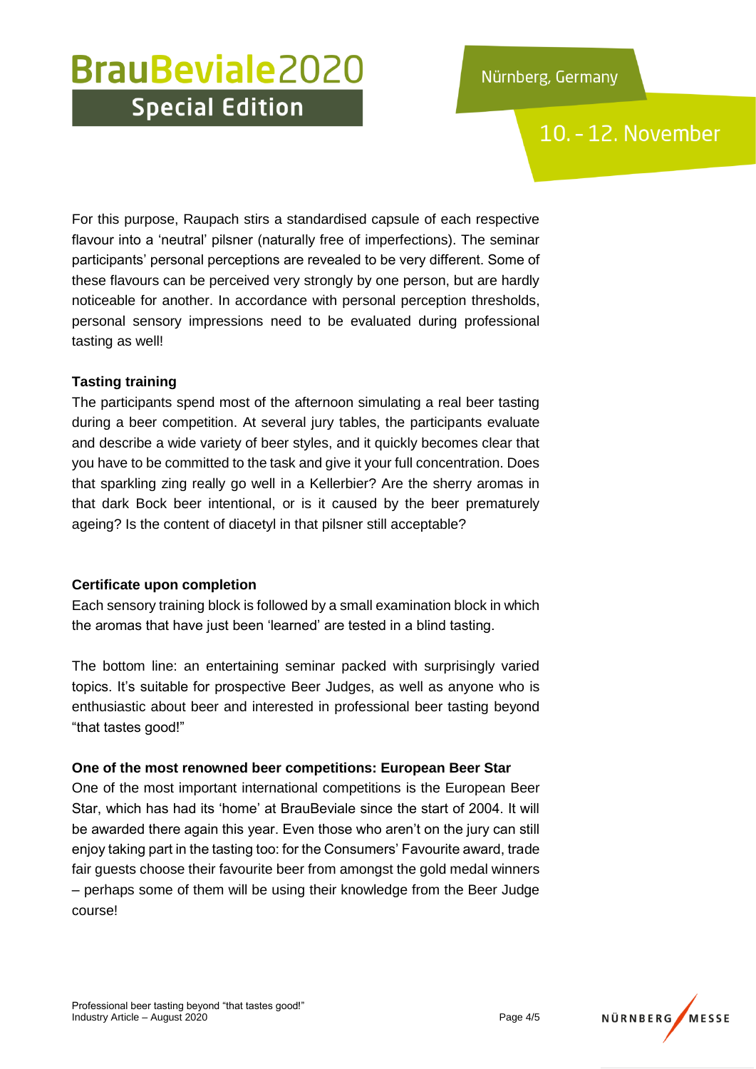For this purpose, Raupach stirs a standardised capsule of each respective flavour into a 'neutral' pilsner (naturally free of imperfections). The seminar participants' personal perceptions are revealed to be very different. Some of these flavours can be perceived very strongly by one person, but are hardly noticeable for another. In accordance with personal perception thresholds, personal sensory impressions need to be evaluated during professional tasting as well!

**Tasting training**

The participants spend most of the afternoon simulating a real beer tasting during a beer competition. At several jury tables, the participants evaluate and describe a wide variety of beer styles, and it quickly becomes clear that you have to be committed to the task and give it your full concentration. Does that sparkling zing really go well in a Kellerbier? Are the sherry aromas in that dark Bock beer intentional, or is it caused by the beer prematurely ageing? Is the content of diacetyl in that pilsner still acceptable?

**Certificate upon completion**

Each sensory training block is followed by a small examination block in which the aromas that have just been 'learned' are tested in a blind tasting.

The bottom line: an entertaining seminar packed with surprisingly varied topics. It's suitable for prospective Beer Judges, as well as anyone who is enthusiastic about beer and interested in professional beer tasting beyond "that tastes good!"

**One of the most renowned beer competitions: European Beer Star**

One of the most important international competitions is the European Beer Star, which has had its 'home' at BrauBeviale since the start of 2004. It will be awarded there again this year. Even those who aren't on the jury can still enjoy taking part in the tasting too: for the Consumers' Favourite award, trade fair guests choose their favourite beer from amongst the gold medal winners – perhaps some of them will be using their knowledge from the Beer Judge course!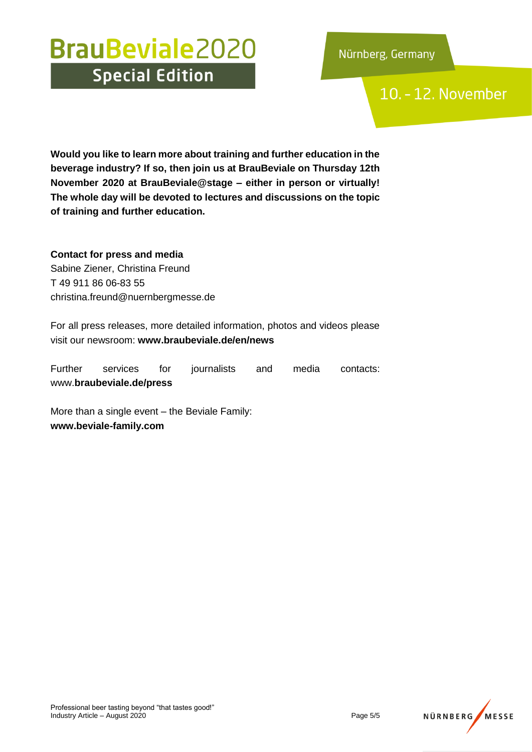**Would you like to learn more about training and further education in the beverage industry? If so, then join us at BrauBeviale on Thursday 12th November 2020 at BrauBeviale@stage – either in person or virtually! The whole day will be devoted to lectures and discussions on the topic of training and further education.**

**Contact for press and media**
Sabine Ziener, Christina Freund
T 49 911 86 06-83 55
christina.freund@nuernbergmesse.de

For all press releases, more detailed information, photos and videos please visit our newsroom: **www.braubeviale.de/en/news**

Further services for journalists and media contacts: www.**braubeviale.de/press**

More than a single event – the Beviale Family:
**www.beviale-family.com**